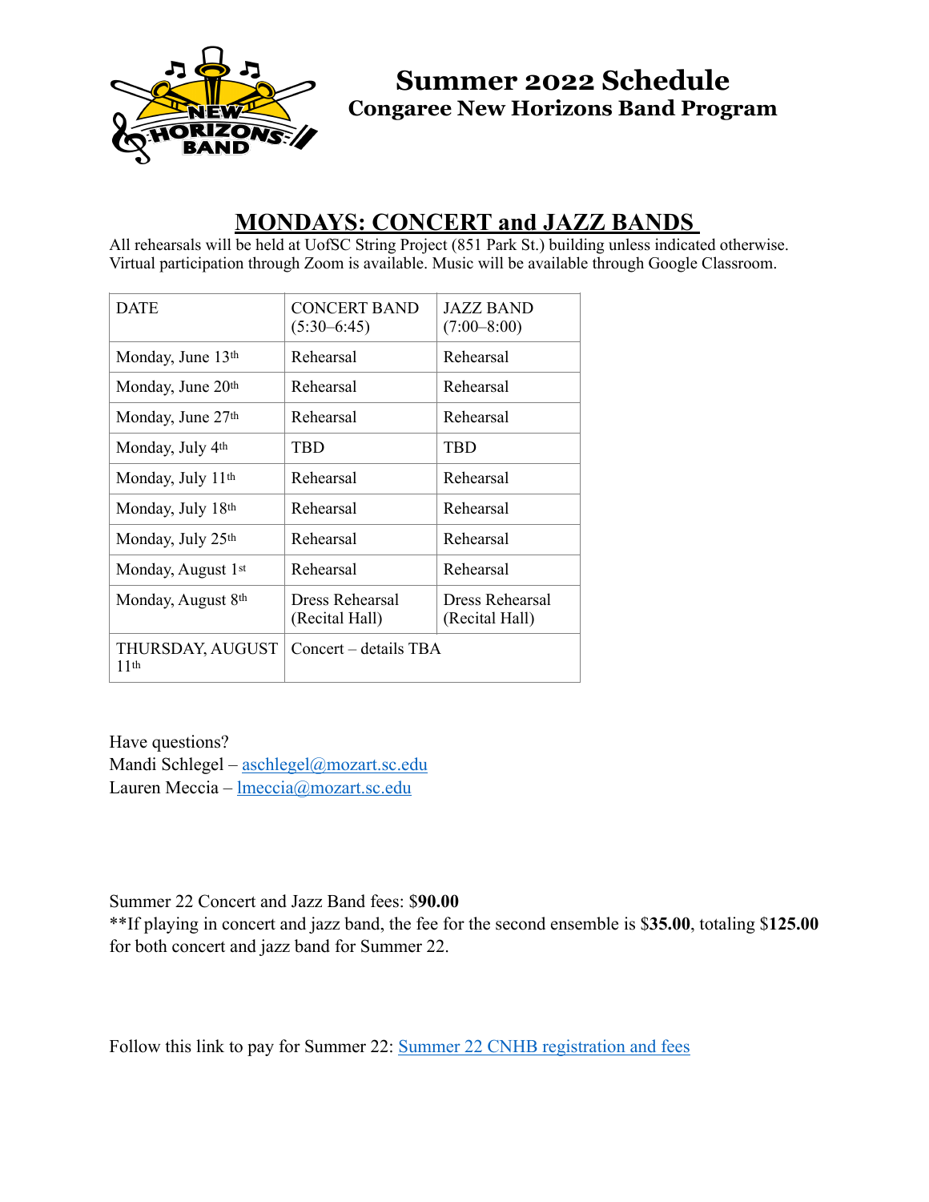# Summer 2022 Schedule
## Congaree New Horizons Band Program

## MONDAYS: CONCERT and JAZZ BANDS

All rehearsals will be held at UofSC String Project (851 Park St.) building unless indicated otherwise. Virtual participation through Zoom is available. Music will be available through Google Classroom.

| DATE | CONCERT BAND (5:30–6:45) | JAZZ BAND (7:00–8:00) |
|---|---|---|
| Monday, June 13th | Rehearsal | Rehearsal |
| Monday, June 20th | Rehearsal | Rehearsal |
| Monday, June 27th | Rehearsal | Rehearsal |
| Monday, July 4th | TBD | TBD |
| Monday, July 11th | Rehearsal | Rehearsal |
| Monday, July 18th | Rehearsal | Rehearsal |
| Monday, July 25th | Rehearsal | Rehearsal |
| Monday, August 1st | Rehearsal | Rehearsal |
| Monday, August 8th | Dress Rehearsal (Recital Hall) | Dress Rehearsal (Recital Hall) |
| THURSDAY, AUGUST 11th | Concert – details TBA | |

Have questions?
Mandi Schlegel – aschlegel@mozart.sc.edu
Lauren Meccia – lmeccia@mozart.sc.edu

Summer 22 Concert and Jazz Band fees: $**90.00**
**If playing in concert and jazz band, the fee for the second ensemble is $**35.00**, totaling $**125.00** for both concert and jazz band for Summer 22.

Follow this link to pay for Summer 22: Summer 22 CNHB registration and fees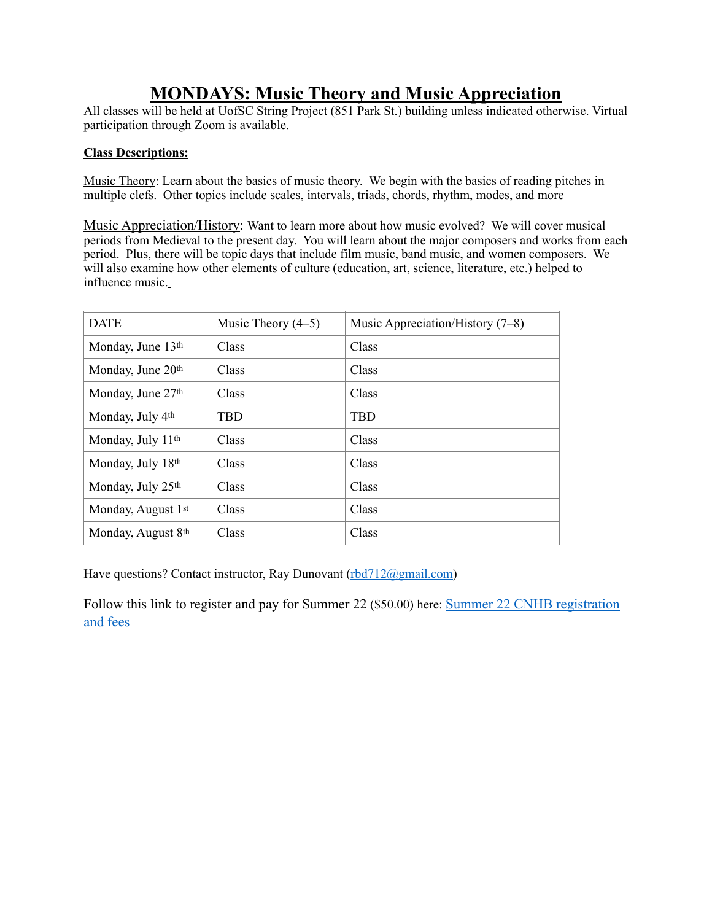# MONDAYS: Music Theory and Music Appreciation

All classes will be held at UofSC String Project (851 Park St.) building unless indicated otherwise. Virtual participation through Zoom is available.

**Class Descriptions:**

Music Theory: Learn about the basics of music theory. We begin with the basics of reading pitches in multiple clefs. Other topics include scales, intervals, triads, chords, rhythm, modes, and more

Music Appreciation/History: Want to learn more about how music evolved? We will cover musical periods from Medieval to the present day. You will learn about the major composers and works from each period. Plus, there will be topic days that include film music, band music, and women composers. We will also examine how other elements of culture (education, art, science, literature, etc.) helped to influence music.

| DATE | Music Theory (4–5) | Music Appreciation/History (7–8) |
|---|---|---|
| Monday, June 13th | Class | Class |
| Monday, June 20th | Class | Class |
| Monday, June 27th | Class | Class |
| Monday, July 4th | TBD | TBD |
| Monday, July 11th | Class | Class |
| Monday, July 18th | Class | Class |
| Monday, July 25th | Class | Class |
| Monday, August 1st | Class | Class |
| Monday, August 8th | Class | Class |

Have questions? Contact instructor, Ray Dunovant (rbd712@gmail.com)

Follow this link to register and pay for Summer 22 ($50.00) here: Summer 22 CNHB registration and fees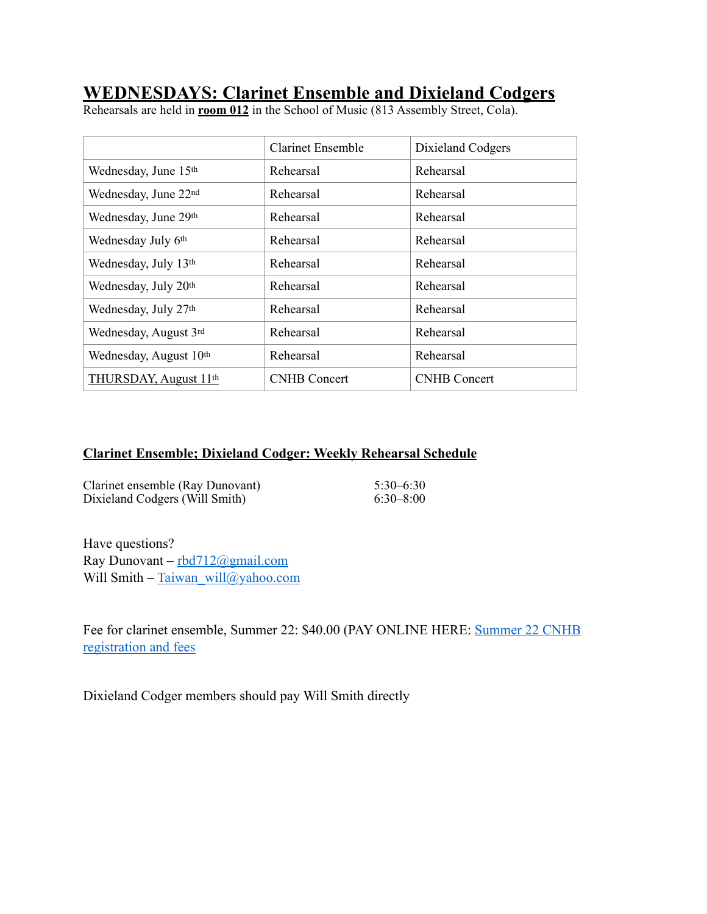# WEDNESDAYS: Clarinet Ensemble and Dixieland Codgers

Rehearsals are held in **room 012** in the School of Music (813 Assembly Street, Cola).

| | Clarinet Ensemble | Dixieland Codgers |
|---|---|---|
| Wednesday, June 15th | Rehearsal | Rehearsal |
| Wednesday, June 22nd | Rehearsal | Rehearsal |
| Wednesday, June 29th | Rehearsal | Rehearsal |
| Wednesday July 6th | Rehearsal | Rehearsal |
| Wednesday, July 13th | Rehearsal | Rehearsal |
| Wednesday, July 20th | Rehearsal | Rehearsal |
| Wednesday, July 27th | Rehearsal | Rehearsal |
| Wednesday, August 3rd | Rehearsal | Rehearsal |
| Wednesday, August 10th | Rehearsal | Rehearsal |
| THURSDAY, August 11th | CNHB Concert | CNHB Concert |

**Clarinet Ensemble; Dixieland Codger: Weekly Rehearsal Schedule**

| | |
|---|---|
| Clarinet ensemble (Ray Dunovant) | 5:30–6:30 |
| Dixieland Codgers (Will Smith) | 6:30–8:00 |

Have questions?
Ray Dunovant – rbd712@gmail.com
Will Smith – Taiwan_will@yahoo.com

Fee for clarinet ensemble, Summer 22: $40.00 (PAY ONLINE HERE: Summer 22 CNHB registration and fees

Dixieland Codger members should pay Will Smith directly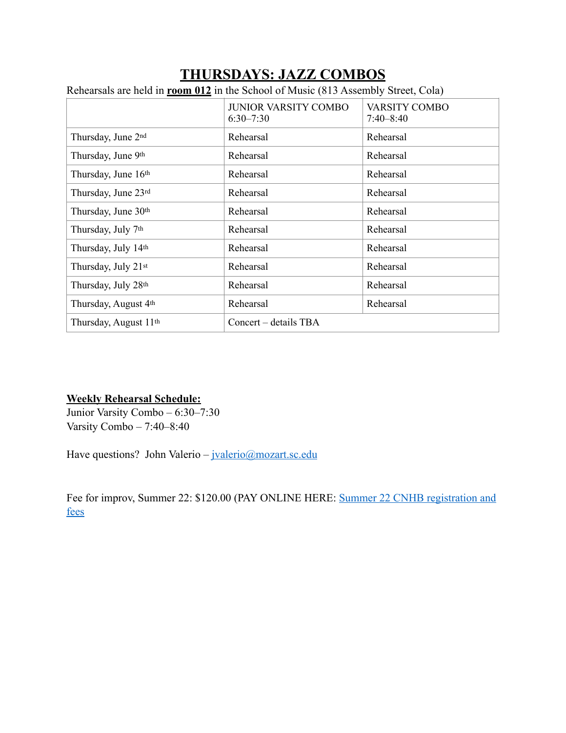# THURSDAYS: JAZZ COMBOS

Rehearsals are held in **room 012** in the School of Music (813 Assembly Street, Cola)

| | JUNIOR VARSITY COMBO 6:30–7:30 | VARSITY COMBO 7:40–8:40 |
|---|---|---|
| Thursday, June 2nd | Rehearsal | Rehearsal |
| Thursday, June 9th | Rehearsal | Rehearsal |
| Thursday, June 16th | Rehearsal | Rehearsal |
| Thursday, June 23rd | Rehearsal | Rehearsal |
| Thursday, June 30th | Rehearsal | Rehearsal |
| Thursday, July 7th | Rehearsal | Rehearsal |
| Thursday, July 14th | Rehearsal | Rehearsal |
| Thursday, July 21st | Rehearsal | Rehearsal |
| Thursday, July 28th | Rehearsal | Rehearsal |
| Thursday, August 4th | Rehearsal | Rehearsal |
| Thursday, August 11th | Concert – details TBA | |

**Weekly Rehearsal Schedule:**
Junior Varsity Combo – 6:30–7:30
Varsity Combo – 7:40–8:40

Have questions? John Valerio – jvalerio@mozart.sc.edu

Fee for improv, Summer 22: $120.00 (PAY ONLINE HERE: Summer 22 CNHB registration and fees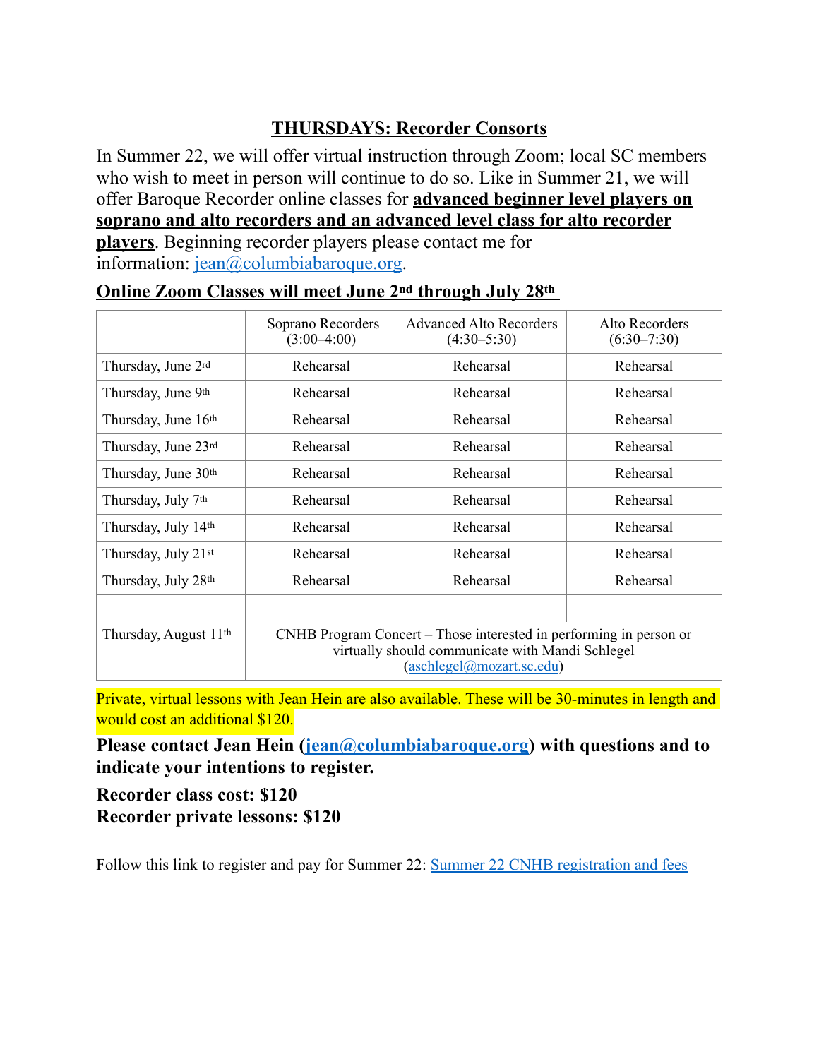## THURSDAYS: Recorder Consorts

In Summer 22, we will offer virtual instruction through Zoom; local SC members who wish to meet in person will continue to do so. Like in Summer 21, we will offer Baroque Recorder online classes for **advanced beginner level players on soprano and alto recorders and an advanced level class for alto recorder players**. Beginning recorder players please contact me for information: jean@columbiabaroque.org.

**Online Zoom Classes will meet June 2nd through July 28th**

| | Soprano Recorders (3:00–4:00) | Advanced Alto Recorders (4:30–5:30) | Alto Recorders (6:30–7:30) |
|---|---|---|---|
| Thursday, June 2rd | Rehearsal | Rehearsal | Rehearsal |
| Thursday, June 9th | Rehearsal | Rehearsal | Rehearsal |
| Thursday, June 16th | Rehearsal | Rehearsal | Rehearsal |
| Thursday, June 23rd | Rehearsal | Rehearsal | Rehearsal |
| Thursday, June 30th | Rehearsal | Rehearsal | Rehearsal |
| Thursday, July 7th | Rehearsal | Rehearsal | Rehearsal |
| Thursday, July 14th | Rehearsal | Rehearsal | Rehearsal |
| Thursday, July 21st | Rehearsal | Rehearsal | Rehearsal |
| Thursday, July 28th | Rehearsal | Rehearsal | Rehearsal |
| | | | |
| Thursday, August 11th | CNHB Program Concert – Those interested in performing in person or virtually should communicate with Mandi Schlegel (aschlegel@mozart.sc.edu) | | |

Private, virtual lessons with Jean Hein are also available. These will be 30-minutes in length and would cost an additional $120.

**Please contact Jean Hein (jean@columbiabaroque.org) with questions and to indicate your intentions to register.**

**Recorder class cost: $120**
**Recorder private lessons: $120**

Follow this link to register and pay for Summer 22: Summer 22 CNHB registration and fees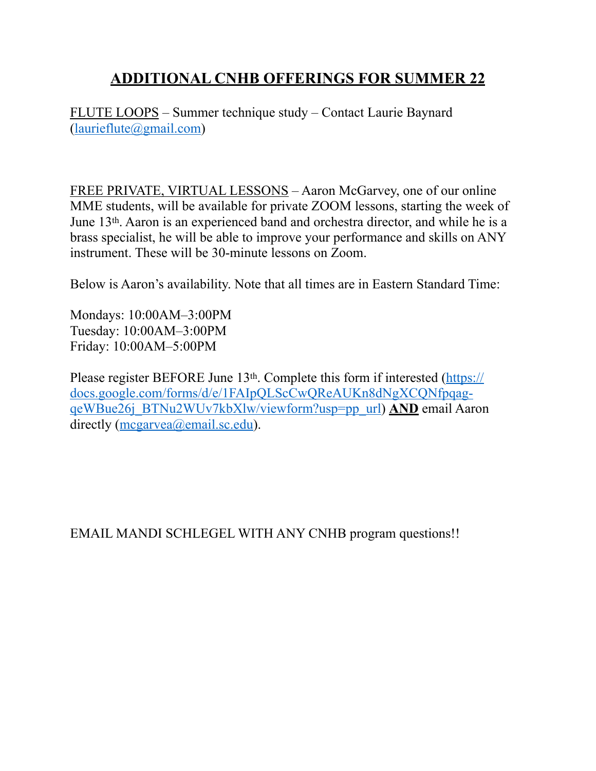# ADDITIONAL CNHB OFFERINGS FOR SUMMER 22

FLUTE LOOPS – Summer technique study – Contact Laurie Baynard (laurieflute@gmail.com)

FREE PRIVATE, VIRTUAL LESSONS – Aaron McGarvey, one of our online MME students, will be available for private ZOOM lessons, starting the week of June 13th. Aaron is an experienced band and orchestra director, and while he is a brass specialist, he will be able to improve your performance and skills on ANY instrument. These will be 30-minute lessons on Zoom.

Below is Aaron's availability. Note that all times are in Eastern Standard Time:

Mondays: 10:00AM–3:00PM
Tuesday: 10:00AM–3:00PM
Friday: 10:00AM–5:00PM

Please register BEFORE June 13th. Complete this form if interested (https://docs.google.com/forms/d/e/1FAIpQLScCwQReAUKn8dNgXCQNfpqag-qeWBue26j_BTNu2WUv7kbXlw/viewform?usp=pp_url) **AND** email Aaron directly (mcgarvea@email.sc.edu).

EMAIL MANDI SCHLEGEL WITH ANY CNHB program questions!!